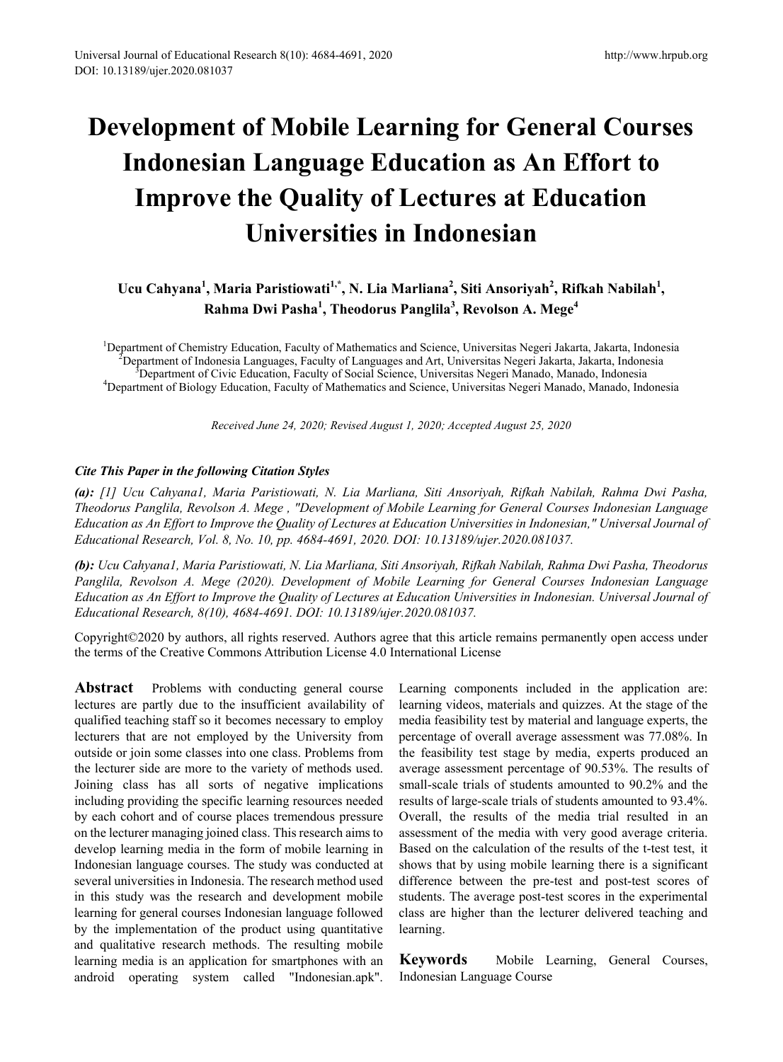# Development of Mobile Learning for General Courses Indonesian Language Education as An Effort to Improve the Quality of Lectures at Education Universities in Indonesian

**Ucu Cahyana[1], Maria Paristiowati[1,*], N. Lia Marliana[2], Siti Ansoriyah[2], Rifkah Nabilah[1], Rahma Dwi Pasha[1], Theodorus Panglila[3], Revolson A. Mege[4]**

[1]Department of Chemistry Education, Faculty of Mathematics and Science, Universitas Negeri Jakarta, Jakarta, Indonesia
[2]Department of Indonesia Languages, Faculty of Languages and Art, Universitas Negeri Jakarta, Jakarta, Indonesia
[3]Department of Civic Education, Faculty of Social Science, Universitas Negeri Manado, Manado, Indonesia
[4]Department of Biology Education, Faculty of Mathematics and Science, Universitas Negeri Manado, Manado, Indonesia

*Received June 24, 2020; Revised August 1, 2020; Accepted August 25, 2020*

***Cite This Paper in the following Citation Styles***

***(a):*** *[1] Ucu Cahyana1, Maria Paristiowati, N. Lia Marliana, Siti Ansoriyah, Rifkah Nabilah, Rahma Dwi Pasha, Theodorus Panglila, Revolson A. Mege , "Development of Mobile Learning for General Courses Indonesian Language Education as An Effort to Improve the Quality of Lectures at Education Universities in Indonesian," Universal Journal of Educational Research, Vol. 8, No. 10, pp. 4684-4691, 2020. DOI: 10.13189/ujer.2020.081037.*

***(b):*** *Ucu Cahyana1, Maria Paristiowati, N. Lia Marliana, Siti Ansoriyah, Rifkah Nabilah, Rahma Dwi Pasha, Theodorus Panglila, Revolson A. Mege (2020). Development of Mobile Learning for General Courses Indonesian Language Education as An Effort to Improve the Quality of Lectures at Education Universities in Indonesian. Universal Journal of Educational Research, 8(10), 4684-4691. DOI: 10.13189/ujer.2020.081037.*

Copyright©2020 by authors, all rights reserved. Authors agree that this article remains permanently open access under the terms of the Creative Commons Attribution License 4.0 International License

**Abstract** Problems with conducting general course lectures are partly due to the insufficient availability of qualified teaching staff so it becomes necessary to employ lecturers that are not employed by the University from outside or join some classes into one class. Problems from the lecturer side are more to the variety of methods used. Joining class has all sorts of negative implications including providing the specific learning resources needed by each cohort and of course places tremendous pressure on the lecturer managing joined class. This research aims to develop learning media in the form of mobile learning in Indonesian language courses. The study was conducted at several universities in Indonesia. The research method used in this study was the research and development mobile learning for general courses Indonesian language followed by the implementation of the product using quantitative and qualitative research methods. The resulting mobile learning media is an application for smartphones with an android operating system called "Indonesian.apk". Learning components included in the application are: learning videos, materials and quizzes. At the stage of the media feasibility test by material and language experts, the percentage of overall average assessment was 77.08%. In the feasibility test stage by media, experts produced an average assessment percentage of 90.53%. The results of small-scale trials of students amounted to 90.2% and the results of large-scale trials of students amounted to 93.4%. Overall, the results of the media trial resulted in an assessment of the media with very good average criteria. Based on the calculation of the results of the t-test test, it shows that by using mobile learning there is a significant difference between the pre-test and post-test scores of students. The average post-test scores in the experimental class are higher than the lecturer delivered teaching and learning.

**Keywords** Mobile Learning, General Courses, Indonesian Language Course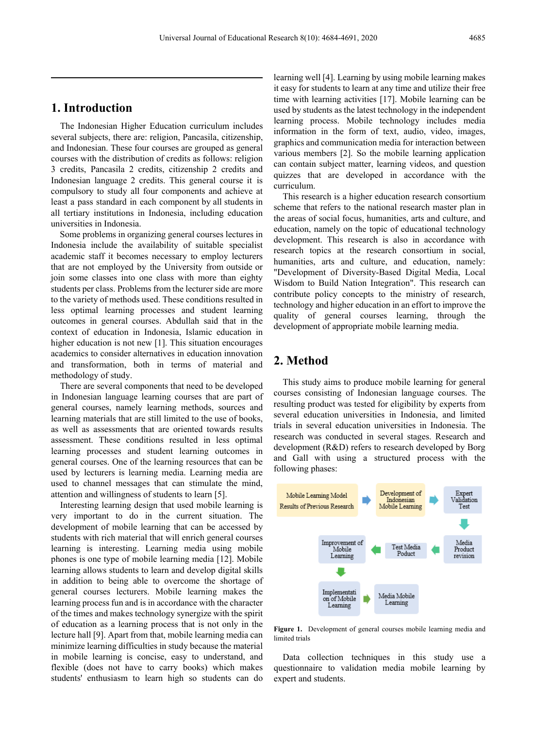## 1. Introduction

The Indonesian Higher Education curriculum includes several subjects, there are: religion, Pancasila, citizenship, and Indonesian. These four courses are grouped as general courses with the distribution of credits as follows: religion 3 credits, Pancasila 2 credits, citizenship 2 credits and Indonesian language 2 credits. This general course it is compulsory to study all four components and achieve at least a pass standard in each component by all students in all tertiary institutions in Indonesia, including education universities in Indonesia.

Some problems in organizing general courses lectures in Indonesia include the availability of suitable specialist academic staff it becomes necessary to employ lecturers that are not employed by the University from outside or join some classes into one class with more than eighty students per class. Problems from the lecturer side are more to the variety of methods used. These conditions resulted in less optimal learning processes and student learning outcomes in general courses. Abdullah said that in the context of education in Indonesia, Islamic education in higher education is not new [1]. This situation encourages academics to consider alternatives in education innovation and transformation, both in terms of material and methodology of study.

There are several components that need to be developed in Indonesian language learning courses that are part of general courses, namely learning methods, sources and learning materials that are still limited to the use of books, as well as assessments that are oriented towards results assessment. These conditions resulted in less optimal learning processes and student learning outcomes in general courses. One of the learning resources that can be used by lecturers is learning media. Learning media are used to channel messages that can stimulate the mind, attention and willingness of students to learn [5].

Interesting learning design that used mobile learning is very important to do in the current situation. The development of mobile learning that can be accessed by students with rich material that will enrich general courses learning is interesting. Learning media using mobile phones is one type of mobile learning media [12]. Mobile learning allows students to learn and develop digital skills in addition to being able to overcome the shortage of general courses lecturers. Mobile learning makes the learning process fun and is in accordance with the character of the times and makes technology synergize with the spirit of education as a learning process that is not only in the lecture hall [9]. Apart from that, mobile learning media can minimize learning difficulties in study because the material in mobile learning is concise, easy to understand, and flexible (does not have to carry books) which makes students' enthusiasm to learn high so students can do learning well [4]. Learning by using mobile learning makes it easy for students to learn at any time and utilize their free time with learning activities [17]. Mobile learning can be used by students as the latest technology in the independent learning process. Mobile technology includes media information in the form of text, audio, video, images, graphics and communication media for interaction between various members [2]. So the mobile learning application can contain subject matter, learning videos, and question quizzes that are developed in accordance with the curriculum.

This research is a higher education research consortium scheme that refers to the national research master plan in the areas of social focus, humanities, arts and culture, and education, namely on the topic of educational technology development. This research is also in accordance with research topics at the research consortium in social, humanities, arts and culture, and education, namely: "Development of Diversity-Based Digital Media, Local Wisdom to Build Nation Integration". This research can contribute policy concepts to the ministry of research, technology and higher education in an effort to improve the quality of general courses learning, through the development of appropriate mobile learning media.

## 2. Method

This study aims to produce mobile learning for general courses consisting of Indonesian language courses. The resulting product was tested for eligibility by experts from several education universities in Indonesia, and limited trials in several education universities in Indonesia. The research was conducted in several stages. Research and development (R&D) refers to research developed by Borg and Gall with using a structured process with the following phases:

Mobile Learning Model Results of Previous Research → Development of Indonesian Mobile Learning → Expert Validation Test → Media Product revision → Test Media Poduct → Improvement of Mobile Learning → Implementation of Mobile Learning → Media Mobile Learning

**Figure 1.** Development of general courses mobile learning media and limited trials

Data collection techniques in this study use a questionnaire to validation media mobile learning by expert and students.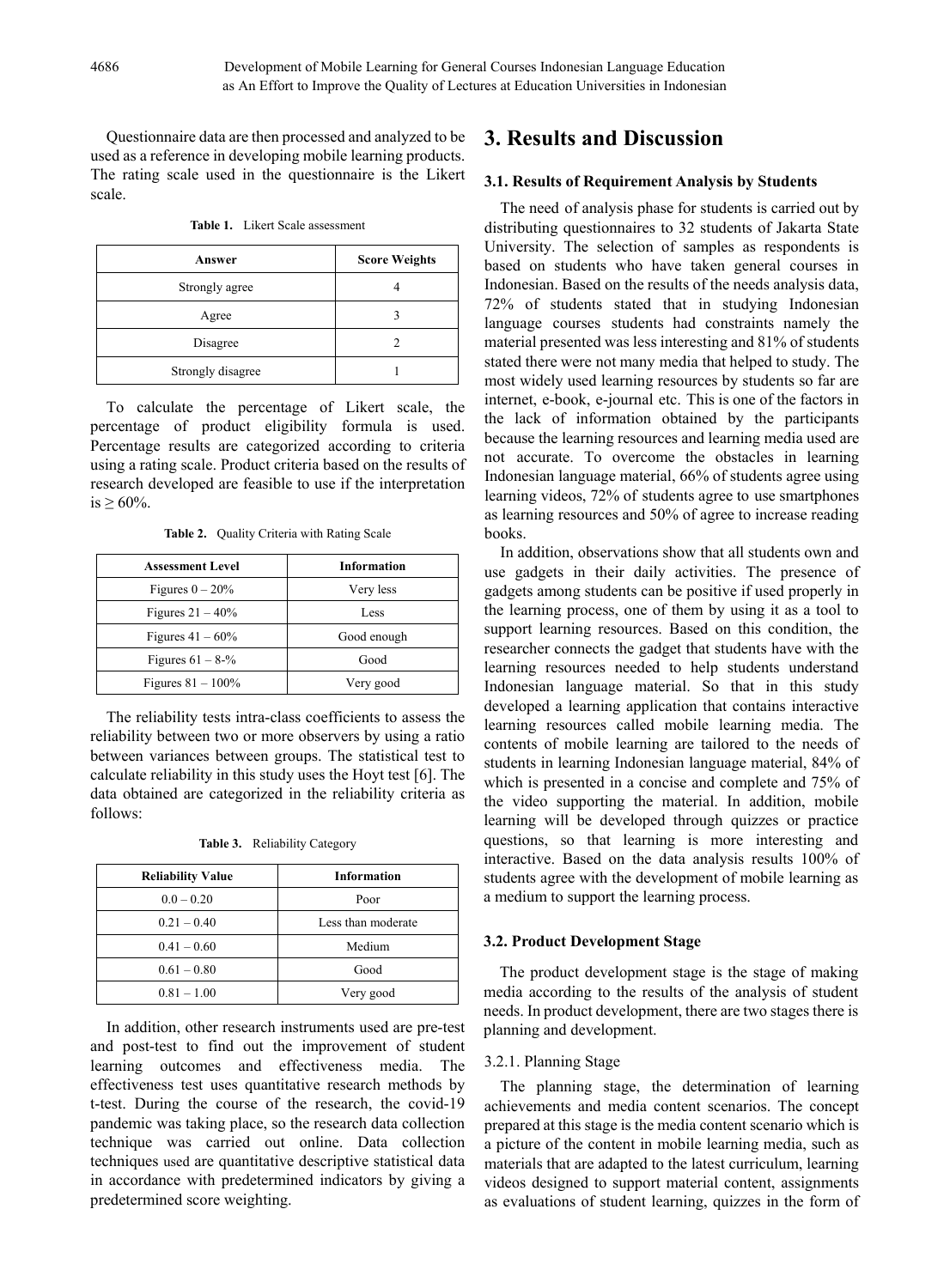Questionnaire data are then processed and analyzed to be used as a reference in developing mobile learning products. The rating scale used in the questionnaire is the Likert scale.

**Table 1.** Likert Scale assessment

| Answer | Score Weights |
|---|---|
| Strongly agree | 4 |
| Agree | 3 |
| Disagree | 2 |
| Strongly disagree | 1 |

To calculate the percentage of Likert scale, the percentage of product eligibility formula is used. Percentage results are categorized according to criteria using a rating scale. Product criteria based on the results of research developed are feasible to use if the interpretation is ≥ 60%.

**Table 2.** Quality Criteria with Rating Scale

| Assessment Level | Information |
|---|---|
| Figures 0 – 20% | Very less |
| Figures 21 – 40% | Less |
| Figures 41 – 60% | Good enough |
| Figures 61 – 8-% | Good |
| Figures 81 – 100% | Very good |

The reliability tests intra-class coefficients to assess the reliability between two or more observers by using a ratio between variances between groups. The statistical test to calculate reliability in this study uses the Hoyt test [6]. The data obtained are categorized in the reliability criteria as follows:

**Table 3.** Reliability Category

| Reliability Value | Information |
|---|---|
| 0.0 – 0.20 | Poor |
| 0.21 – 0.40 | Less than moderate |
| 0.41 – 0.60 | Medium |
| 0.61 – 0.80 | Good |
| 0.81 – 1.00 | Very good |

In addition, other research instruments used are pre-test and post-test to find out the improvement of student learning outcomes and effectiveness media. The effectiveness test uses quantitative research methods by t-test. During the course of the research, the covid-19 pandemic was taking place, so the research data collection technique was carried out online. Data collection techniques used are quantitative descriptive statistical data in accordance with predetermined indicators by giving a predetermined score weighting.

# 3. Results and Discussion

## 3.1. Results of Requirement Analysis by Students

The need of analysis phase for students is carried out by distributing questionnaires to 32 students of Jakarta State University. The selection of samples as respondents is based on students who have taken general courses in Indonesian. Based on the results of the needs analysis data, 72% of students stated that in studying Indonesian language courses students had constraints namely the material presented was less interesting and 81% of students stated there were not many media that helped to study. The most widely used learning resources by students so far are internet, e-book, e-journal etc. This is one of the factors in the lack of information obtained by the participants because the learning resources and learning media used are not accurate. To overcome the obstacles in learning Indonesian language material, 66% of students agree using learning videos, 72% of students agree to use smartphones as learning resources and 50% of agree to increase reading books.

In addition, observations show that all students own and use gadgets in their daily activities. The presence of gadgets among students can be positive if used properly in the learning process, one of them by using it as a tool to support learning resources. Based on this condition, the researcher connects the gadget that students have with the learning resources needed to help students understand Indonesian language material. So that in this study developed a learning application that contains interactive learning resources called mobile learning media. The contents of mobile learning are tailored to the needs of students in learning Indonesian language material, 84% of which is presented in a concise and complete and 75% of the video supporting the material. In addition, mobile learning will be developed through quizzes or practice questions, so that learning is more interesting and interactive. Based on the data analysis results 100% of students agree with the development of mobile learning as a medium to support the learning process.

## 3.2. Product Development Stage

The product development stage is the stage of making media according to the results of the analysis of student needs. In product development, there are two stages there is planning and development.

### 3.2.1. Planning Stage

The planning stage, the determination of learning achievements and media content scenarios. The concept prepared at this stage is the media content scenario which is a picture of the content in mobile learning media, such as materials that are adapted to the latest curriculum, learning videos designed to support material content, assignments as evaluations of student learning, quizzes in the form of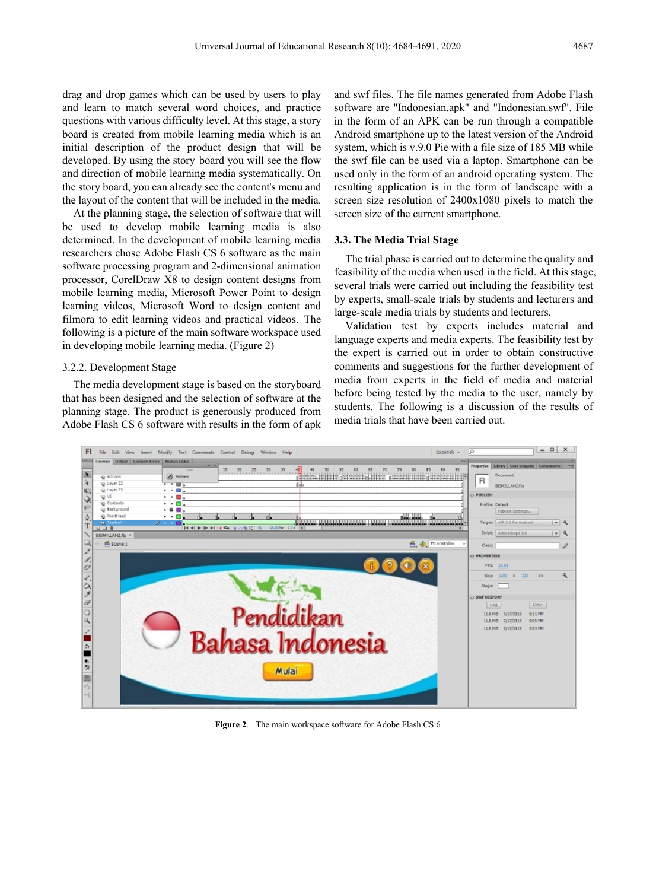drag and drop games which can be used by users to play and learn to match several word choices, and practice questions with various difficulty level. At this stage, a story board is created from mobile learning media which is an initial description of the product design that will be developed. By using the story board you will see the flow and direction of mobile learning media systematically. On the story board, you can already see the content's menu and the layout of the content that will be included in the media.

At the planning stage, the selection of software that will be used to develop mobile learning media is also determined. In the development of mobile learning media researchers chose Adobe Flash CS 6 software as the main software processing program and 2-dimensional animation processor, CorelDraw X8 to design content designs from mobile learning media, Microsoft Power Point to design learning videos, Microsoft Word to design content and filmora to edit learning videos and practical videos. The following is a picture of the main software workspace used in developing mobile learning media. (Figure 2)

#### 3.2.2. Development Stage

The media development stage is based on the storyboard that has been designed and the selection of software at the planning stage. The product is generously produced from Adobe Flash CS 6 software with results in the form of apk and swf files. The file names generated from Adobe Flash software are "Indonesian.apk" and "Indonesian.swf". File in the form of an APK can be run through a compatible Android smartphone up to the latest version of the Android system, which is v.9.0 Pie with a file size of 185 MB while the swf file can be used via a laptop. Smartphone can be used only in the form of an android operating system. The resulting application is in the form of landscape with a screen size resolution of 2400x1080 pixels to match the screen size of the current smartphone.

### 3.3. The Media Trial Stage

The trial phase is carried out to determine the quality and feasibility of the media when used in the field. At this stage, several trials were carried out including the feasibility test by experts, small-scale trials by students and lecturers and large-scale media trials by students and lecturers.

Validation test by experts includes material and language experts and media experts. The feasibility test by the expert is carried out in order to obtain constructive comments and suggestions for the further development of media from experts in the field of media and material before being tested by the media to the user, namely by students. The following is a discussion of the results of media trials that have been carried out.

**Figure 2**. The main workspace software for Adobe Flash CS 6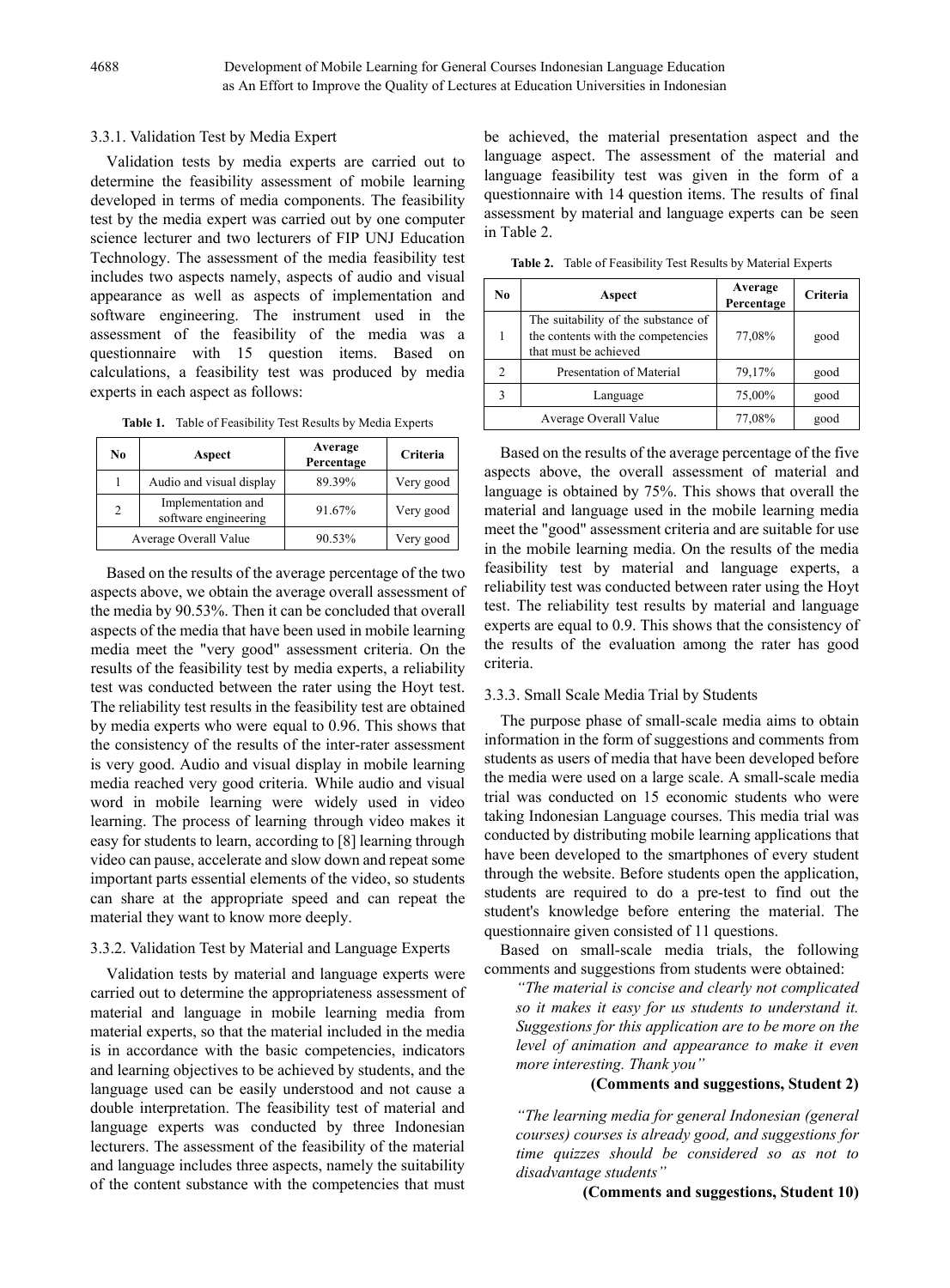#### 3.3.1. Validation Test by Media Expert

Validation tests by media experts are carried out to determine the feasibility assessment of mobile learning developed in terms of media components. The feasibility test by the media expert was carried out by one computer science lecturer and two lecturers of FIP UNJ Education Technology. The assessment of the media feasibility test includes two aspects namely, aspects of audio and visual appearance as well as aspects of implementation and software engineering. The instrument used in the assessment of the feasibility of the media was a questionnaire with 15 question items. Based on calculations, a feasibility test was produced by media experts in each aspect as follows:

**Table 1.** Table of Feasibility Test Results by Media Experts

| No | Aspect | Average Percentage | Criteria |
|---|---|---|---|
| 1 | Audio and visual display | 89.39% | Very good |
| 2 | Implementation and software engineering | 91.67% | Very good |
| Average Overall Value | | 90.53% | Very good |

Based on the results of the average percentage of the two aspects above, we obtain the average overall assessment of the media by 90.53%. Then it can be concluded that overall aspects of the media that have been used in mobile learning media meet the "very good" assessment criteria. On the results of the feasibility test by media experts, a reliability test was conducted between the rater using the Hoyt test. The reliability test results in the feasibility test are obtained by media experts who were equal to 0.96. This shows that the consistency of the results of the inter-rater assessment is very good. Audio and visual display in mobile learning media reached very good criteria. While audio and visual word in mobile learning were widely used in video learning. The process of learning through video makes it easy for students to learn, according to [8] learning through video can pause, accelerate and slow down and repeat some important parts essential elements of the video, so students can share at the appropriate speed and can repeat the material they want to know more deeply.

#### 3.3.2. Validation Test by Material and Language Experts

Validation tests by material and language experts were carried out to determine the appropriateness assessment of material and language in mobile learning media from material experts, so that the material included in the media is in accordance with the basic competencies, indicators and learning objectives to be achieved by students, and the language used can be easily understood and not cause a double interpretation. The feasibility test of material and language experts was conducted by three Indonesian lecturers. The assessment of the feasibility of the material and language includes three aspects, namely the suitability of the content substance with the competencies that must be achieved, the material presentation aspect and the language aspect. The assessment of the material and language feasibility test was given in the form of a questionnaire with 14 question items. The results of final assessment by material and language experts can be seen in Table 2.

**Table 2.** Table of Feasibility Test Results by Material Experts

| No | Aspect | Average Percentage | Criteria |
|---|---|---|---|
| 1 | The suitability of the substance of the contents with the competencies that must be achieved | 77,08% | good |
| 2 | Presentation of Material | 79,17% | good |
| 3 | Language | 75,00% | good |
| Average Overall Value | | 77,08% | good |

Based on the results of the average percentage of the five aspects above, the overall assessment of material and language is obtained by 75%. This shows that overall the material and language used in the mobile learning media meet the "good" assessment criteria and are suitable for use in the mobile learning media. On the results of the media feasibility test by material and language experts, a reliability test was conducted between rater using the Hoyt test. The reliability test results by material and language experts are equal to 0.9. This shows that the consistency of the results of the evaluation among the rater has good criteria.

#### 3.3.3. Small Scale Media Trial by Students

The purpose phase of small-scale media aims to obtain information in the form of suggestions and comments from students as users of media that have been developed before the media were used on a large scale. A small-scale media trial was conducted on 15 economic students who were taking Indonesian Language courses. This media trial was conducted by distributing mobile learning applications that have been developed to the smartphones of every student through the website. Before students open the application, students are required to do a pre-test to find out the student's knowledge before entering the material. The questionnaire given consisted of 11 questions.

Based on small-scale media trials, the following comments and suggestions from students were obtained:

> *"The material is concise and clearly not complicated so it makes it easy for us students to understand it. Suggestions for this application are to be more on the level of animation and appearance to make it even more interesting. Thank you"*
>
> **(Comments and suggestions, Student 2)**

> *"The learning media for general Indonesian (general courses) courses is already good, and suggestions for time quizzes should be considered so as not to disadvantage students"*
>
> **(Comments and suggestions, Student 10)**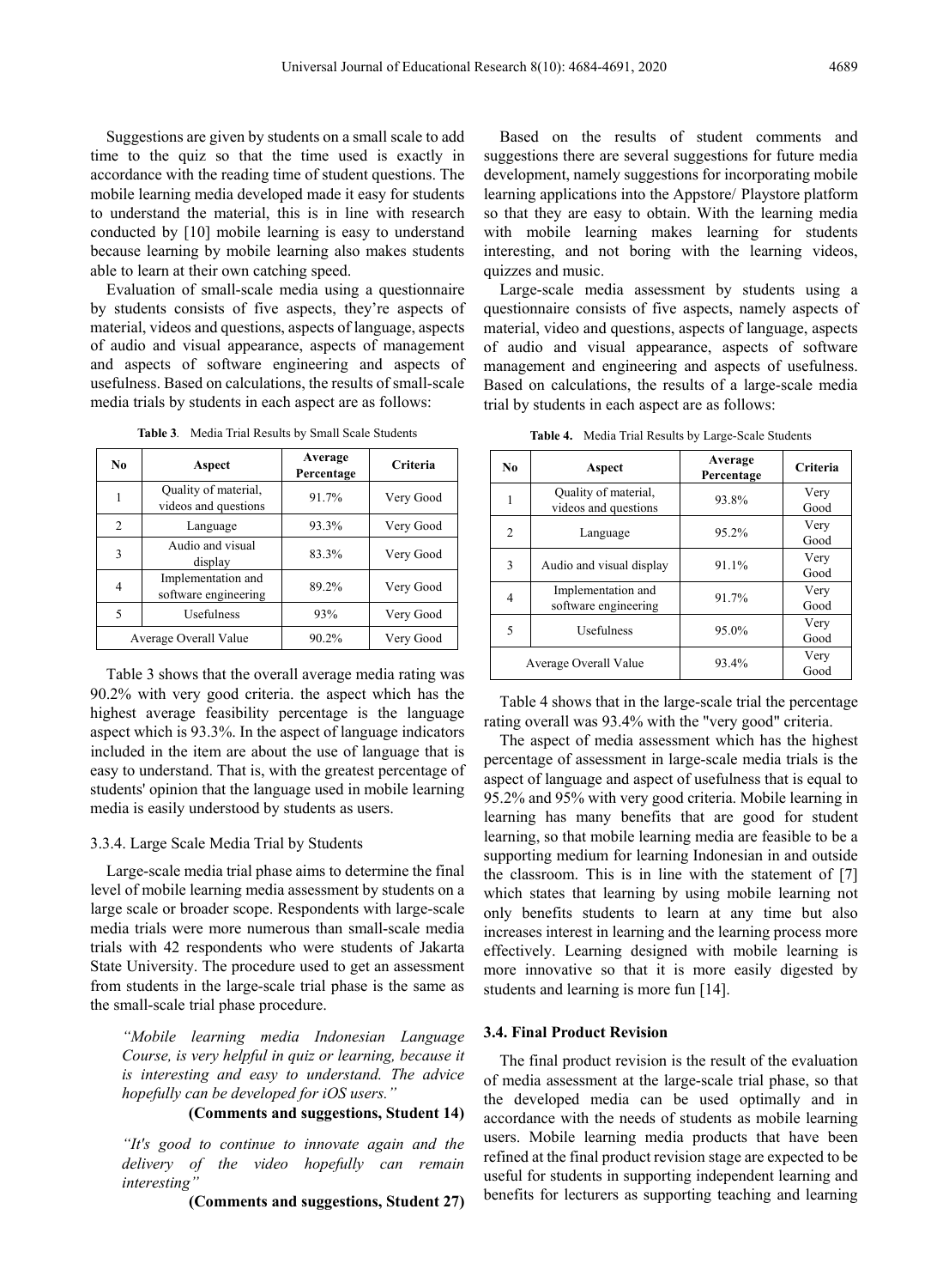Suggestions are given by students on a small scale to add time to the quiz so that the time used is exactly in accordance with the reading time of student questions. The mobile learning media developed made it easy for students to understand the material, this is in line with research conducted by [10] mobile learning is easy to understand because learning by mobile learning also makes students able to learn at their own catching speed.

Evaluation of small-scale media using a questionnaire by students consists of five aspects, they're aspects of material, videos and questions, aspects of language, aspects of audio and visual appearance, aspects of management and aspects of software engineering and aspects of usefulness. Based on calculations, the results of small-scale media trials by students in each aspect are as follows:

**Table 3**. Media Trial Results by Small Scale Students

| No | Aspect | Average Percentage | Criteria |
|---|---|---|---|
| 1 | Quality of material, videos and questions | 91.7% | Very Good |
| 2 | Language | 93.3% | Very Good |
| 3 | Audio and visual display | 83.3% | Very Good |
| 4 | Implementation and software engineering | 89.2% | Very Good |
| 5 | Usefulness | 93% | Very Good |
| Average Overall Value | | 90.2% | Very Good |

Table 3 shows that the overall average media rating was 90.2% with very good criteria. the aspect which has the highest average feasibility percentage is the language aspect which is 93.3%. In the aspect of language indicators included in the item are about the use of language that is easy to understand. That is, with the greatest percentage of students' opinion that the language used in mobile learning media is easily understood by students as users.

### 3.3.4. Large Scale Media Trial by Students

Large-scale media trial phase aims to determine the final level of mobile learning media assessment by students on a large scale or broader scope. Respondents with large-scale media trials were more numerous than small-scale media trials with 42 respondents who were students of Jakarta State University. The procedure used to get an assessment from students in the large-scale trial phase is the same as the small-scale trial phase procedure.

> *"Mobile learning media Indonesian Language Course, is very helpful in quiz or learning, because it is interesting and easy to understand. The advice hopefully can be developed for iOS users."*
>
> **(Comments and suggestions, Student 14)**

> *"It's good to continue to innovate again and the delivery of the video hopefully can remain interesting"*
>
> **(Comments and suggestions, Student 27)**

Based on the results of student comments and suggestions there are several suggestions for future media development, namely suggestions for incorporating mobile learning applications into the Appstore/ Playstore platform so that they are easy to obtain. With the learning media with mobile learning makes learning for students interesting, and not boring with the learning videos, quizzes and music.

Large-scale media assessment by students using a questionnaire consists of five aspects, namely aspects of material, video and questions, aspects of language, aspects of audio and visual appearance, aspects of software management and engineering and aspects of usefulness. Based on calculations, the results of a large-scale media trial by students in each aspect are as follows:

**Table 4.** Media Trial Results by Large-Scale Students

| No | Aspect | Average Percentage | Criteria |
|---|---|---|---|
| 1 | Quality of material, videos and questions | 93.8% | Very Good |
| 2 | Language | 95.2% | Very Good |
| 3 | Audio and visual display | 91.1% | Very Good |
| 4 | Implementation and software engineering | 91.7% | Very Good |
| 5 | Usefulness | 95.0% | Very Good |
| Average Overall Value | | 93.4% | Very Good |

Table 4 shows that in the large-scale trial the percentage rating overall was 93.4% with the "very good" criteria.

The aspect of media assessment which has the highest percentage of assessment in large-scale media trials is the aspect of language and aspect of usefulness that is equal to 95.2% and 95% with very good criteria. Mobile learning in learning has many benefits that are good for student learning, so that mobile learning media are feasible to be a supporting medium for learning Indonesian in and outside the classroom. This is in line with the statement of [7] which states that learning by using mobile learning not only benefits students to learn at any time but also increases interest in learning and the learning process more effectively. Learning designed with mobile learning is more innovative so that it is more easily digested by students and learning is more fun [14].

## 3.4. Final Product Revision

The final product revision is the result of the evaluation of media assessment at the large-scale trial phase, so that the developed media can be used optimally and in accordance with the needs of students as mobile learning users. Mobile learning media products that have been refined at the final product revision stage are expected to be useful for students in supporting independent learning and benefits for lecturers as supporting teaching and learning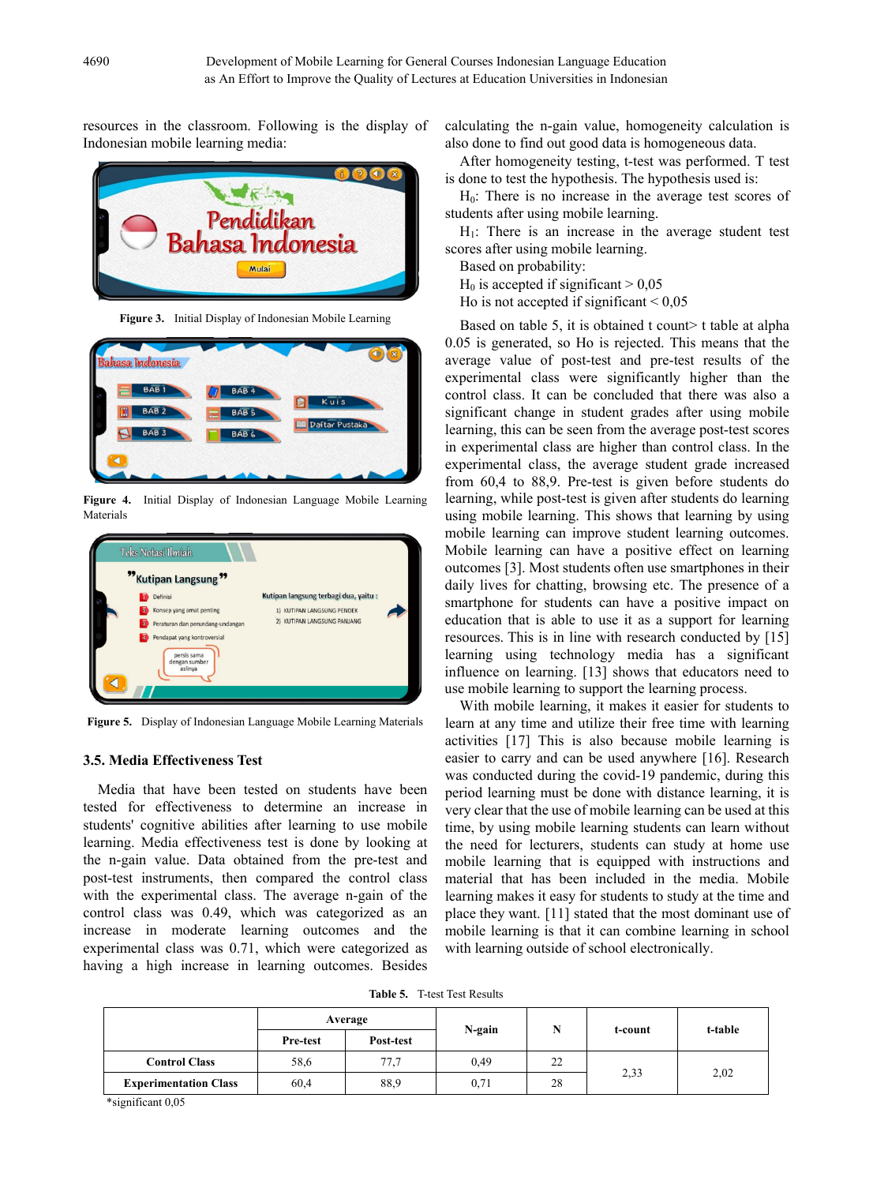resources in the classroom. Following is the display of Indonesian mobile learning media:

**Figure 3.** Initial Display of Indonesian Mobile Learning

**Figure 4.** Initial Display of Indonesian Language Mobile Learning Materials

**Figure 5.** Display of Indonesian Language Mobile Learning Materials

### 3.5. Media Effectiveness Test

Media that have been tested on students have been tested for effectiveness to determine an increase in students' cognitive abilities after learning to use mobile learning. Media effectiveness test is done by looking at the n-gain value. Data obtained from the pre-test and post-test instruments, then compared the control class with the experimental class. The average n-gain of the control class was 0.49, which was categorized as an increase in moderate learning outcomes and the experimental class was 0.71, which were categorized as having a high increase in learning outcomes. Besides calculating the n-gain value, homogeneity calculation is also done to find out good data is homogeneous data.

After homogeneity testing, t-test was performed. T test is done to test the hypothesis. The hypothesis used is:

$H_0$: There is no increase in the average test scores of students after using mobile learning.

$H_1$: There is an increase in the average student test scores after using mobile learning.

Based on probability:

$H_0$ is accepted if significant > 0,05

Ho is not accepted if significant < 0,05

Based on table 5, it is obtained t count> t table at alpha 0.05 is generated, so Ho is rejected. This means that the average value of post-test and pre-test results of the experimental class were significantly higher than the control class. It can be concluded that there was also a significant change in student grades after using mobile learning, this can be seen from the average post-test scores in experimental class are higher than control class. In the experimental class, the average student grade increased from 60,4 to 88,9. Pre-test is given before students do learning, while post-test is given after students do learning using mobile learning. This shows that learning by using mobile learning can improve student learning outcomes. Mobile learning can have a positive effect on learning outcomes [3]. Most students often use smartphones in their daily lives for chatting, browsing etc. The presence of a smartphone for students can have a positive impact on education that is able to use it as a support for learning resources. This is in line with research conducted by [15] learning using technology media has a significant influence on learning. [13] shows that educators need to use mobile learning to support the learning process.

With mobile learning, it makes it easier for students to learn at any time and utilize their free time with learning activities [17] This is also because mobile learning is easier to carry and can be used anywhere [16]. Research was conducted during the covid-19 pandemic, during this period learning must be done with distance learning, it is very clear that the use of mobile learning can be used at this time, by using mobile learning students can learn without the need for lecturers, students can study at home use mobile learning that is equipped with instructions and material that has been included in the media. Mobile learning makes it easy for students to study at the time and place they want. [11] stated that the most dominant use of mobile learning is that it can combine learning in school with learning outside of school electronically.

**Table 5.** T-test Test Results

| | Average | | N-gain | N | t-count | t-table |
|---|---|---|---|---|---|---|
| | Pre-test | Post-test | | | | |
| **Control Class** | 58,6 | 77,7 | 0,49 | 22 | 2,33 | 2,02 |
| **Experimentation Class** | 60,4 | 88,9 | 0,71 | 28 | | |

*significant 0,05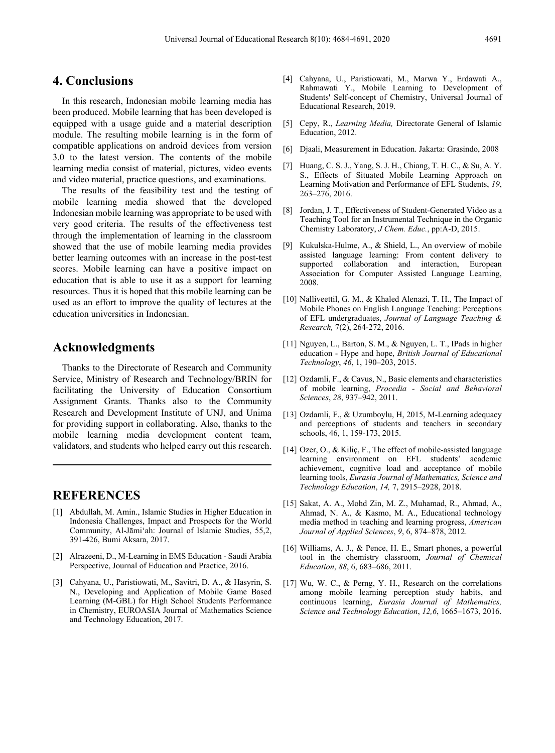# 4. Conclusions

In this research, Indonesian mobile learning media has been produced. Mobile learning that has been developed is equipped with a usage guide and a material description module. The resulting mobile learning is in the form of compatible applications on android devices from version 3.0 to the latest version. The contents of the mobile learning media consist of material, pictures, video events and video material, practice questions, and examinations.

The results of the feasibility test and the testing of mobile learning media showed that the developed Indonesian mobile learning was appropriate to be used with very good criteria. The results of the effectiveness test through the implementation of learning in the classroom showed that the use of mobile learning media provides better learning outcomes with an increase in the post-test scores. Mobile learning can have a positive impact on education that is able to use it as a support for learning resources. Thus it is hoped that this mobile learning can be used as an effort to improve the quality of lectures at the education universities in Indonesian.

# Acknowledgments

Thanks to the Directorate of Research and Community Service, Ministry of Research and Technology/BRIN for facilitating the University of Education Consortium Assignment Grants. Thanks also to the Community Research and Development Institute of UNJ, and Unima for providing support in collaborating. Also, thanks to the mobile learning media development content team, validators, and students who helped carry out this research.

# REFERENCES

[1] Abdullah, M. Amin., Islamic Studies in Higher Education in Indonesia Challenges, Impact and Prospects for the World Community, Al-Jāmi'ah: Journal of Islamic Studies, 55,2, 391-426, Bumi Aksara, 2017.

[2] Alrazeeni, D., M-Learning in EMS Education - Saudi Arabia Perspective, Journal of Education and Practice, 2016.

[3] Cahyana, U., Paristiowati, M., Savitri, D. A., & Hasyrin, S. N., Developing and Application of Mobile Game Based Learning (M-GBL) for High School Students Performance in Chemistry, EUROASIA Journal of Mathematics Science and Technology Education, 2017.

[4] Cahyana, U., Paristiowati, M., Marwa Y., Erdawati A., Rahmawati Y., Mobile Learning to Development of Students' Self-concept of Chemistry, Universal Journal of Educational Research, 2019.

[5] Cepy, R., *Learning Media,* Directorate General of Islamic Education, 2012.

[6] Djaali, Measurement in Education. Jakarta: Grasindo, 2008

[7] Huang, C. S. J., Yang, S. J. H., Chiang, T. H. C., & Su, A. Y. S., Effects of Situated Mobile Learning Approach on Learning Motivation and Performance of EFL Students, *19*, 263–276, 2016.

[8] Jordan, J. T., Effectiveness of Student-Generated Video as a Teaching Tool for an Instrumental Technique in the Organic Chemistry Laboratory, *J Chem. Educ.*, pp:A-D, 2015.

[9] Kukulska-Hulme, A., & Shield, L., An overview of mobile assisted language learning: From content delivery to supported collaboration and interaction, European Association for Computer Assisted Language Learning, 2008.

[10] Nalliveettil, G. M., & Khaled Alenazi, T. H., The Impact of Mobile Phones on English Language Teaching: Perceptions of EFL undergraduates, *Journal of Language Teaching & Research,* 7(2), 264-272, 2016.

[11] Nguyen, L., Barton, S. M., & Nguyen, L. T., IPads in higher education - Hype and hope, *British Journal of Educational Technology*, *46*, 1, 190–203, 2015.

[12] Ozdamli, F., & Cavus, N., Basic elements and characteristics of mobile learning, *Procedia - Social and Behavioral Sciences*, *28*, 937–942, 2011.

[13] Ozdamli, F., & Uzumboylu, H, 2015, M-Learning adequacy and perceptions of students and teachers in secondary schools, 46, 1, 159-173, 2015.

[14] Ozer, O., & Kiliç, F., The effect of mobile-assisted language learning environment on EFL students' academic achievement, cognitive load and acceptance of mobile learning tools, *Eurasia Journal of Mathematics, Science and Technology Education*, *14,* 7, 2915–2928, 2018.

[15] Sakat, A. A., Mohd Zin, M. Z., Muhamad, R., Ahmad, A., Ahmad, N. A., & Kasmo, M. A., Educational technology media method in teaching and learning progress, *American Journal of Applied Sciences*, *9*, 6, 874–878, 2012.

[16] Williams, A. J., & Pence, H. E., Smart phones, a powerful tool in the chemistry classroom, *Journal of Chemical Education*, *88*, 6, 683–686, 2011.

[17] Wu, W. C., & Perng, Y. H., Research on the correlations among mobile learning perception study habits, and continuous learning, *Eurasia Journal of Mathematics, Science and Technology Education*, *12,6*, 1665–1673, 2016.